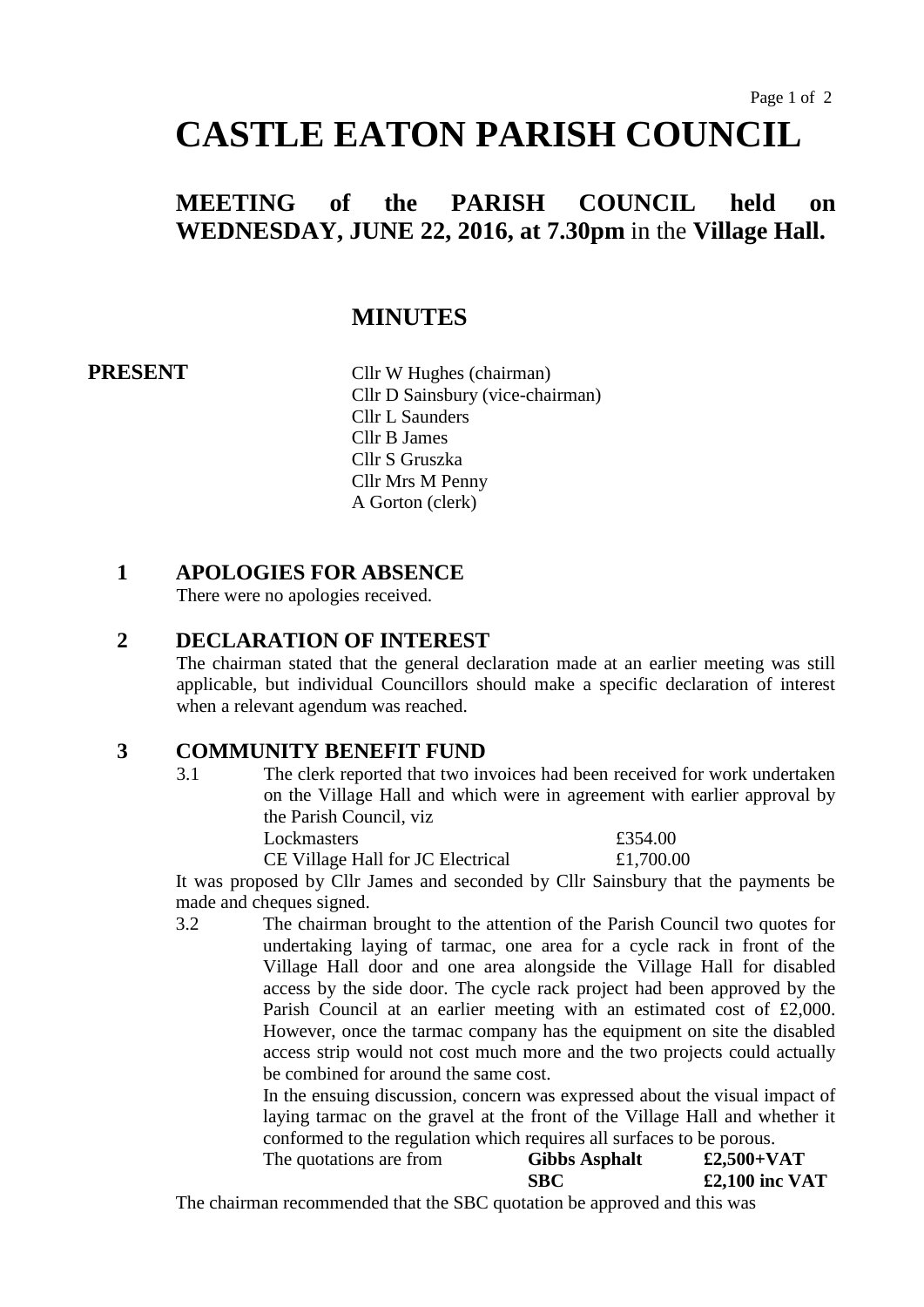# CASTLE EATON PARISH COUNCIL

## MEETING of the PARISH COUNCIL held on WEDNESDAY, JUNE 22, 2016, at 7.30pm in the Village Hall.

## MINUTES

**PRESENT**

Cllr W Hughes (chairman)
Cllr D Sainsbury (vice-chairman)
Cllr L Saunders
Cllr B James
Cllr S Gruszka
Cllr Mrs M Penny
A Gorton (clerk)

### 1 APOLOGIES FOR ABSENCE

There were no apologies received.

### 2 DECLARATION OF INTEREST

The chairman stated that the general declaration made at an earlier meeting was still applicable, but individual Councillors should make a specific declaration of interest when a relevant agendum was reached.

### 3 COMMUNITY BENEFIT FUND

3.1 The clerk reported that two invoices had been received for work undertaken on the Village Hall and which were in agreement with earlier approval by the Parish Council, viz

| | |
|---|---|
| Lockmasters | £354.00 |
| CE Village Hall for JC Electrical | £1,700.00 |

It was proposed by Cllr James and seconded by Cllr Sainsbury that the payments be made and cheques signed.

3.2 The chairman brought to the attention of the Parish Council two quotes for undertaking laying of tarmac, one area for a cycle rack in front of the Village Hall door and one area alongside the Village Hall for disabled access by the side door. The cycle rack project had been approved by the Parish Council at an earlier meeting with an estimated cost of £2,000. However, once the tarmac company has the equipment on site the disabled access strip would not cost much more and the two projects could actually be combined for around the same cost.

In the ensuing discussion, concern was expressed about the visual impact of laying tarmac on the gravel at the front of the Village Hall and whether it conformed to the regulation which requires all surfaces to be porous.

| | | |
|---|---|---|
| The quotations are from | **Gibbs Asphalt** | **£2,500+VAT** |
| | **SBC** | **£2,100 inc VAT** |

The chairman recommended that the SBC quotation be approved and this was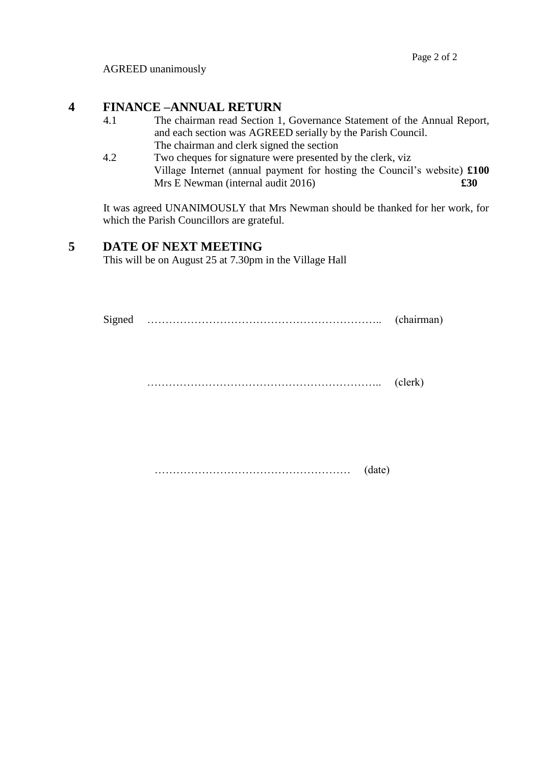AGREED unanimously

## 4 FINANCE –ANNUAL RETURN

4.1 The chairman read Section 1, Governance Statement of the Annual Report, and each section was AGREED serially by the Parish Council. The chairman and clerk signed the section

4.2 Two cheques for signature were presented by the clerk, viz

Village Internet (annual payment for hosting the Council's website) **£100**

Mrs E Newman (internal audit 2016) **£30**

It was agreed UNANIMOUSLY that Mrs Newman should be thanked for her work, for which the Parish Councillors are grateful.

## 5 DATE OF NEXT MEETING

This will be on August 25 at 7.30pm in the Village Hall

Signed ……………………………………………………….. (chairman)

……………………………………………………….. (clerk)

……………………………………………… (date)